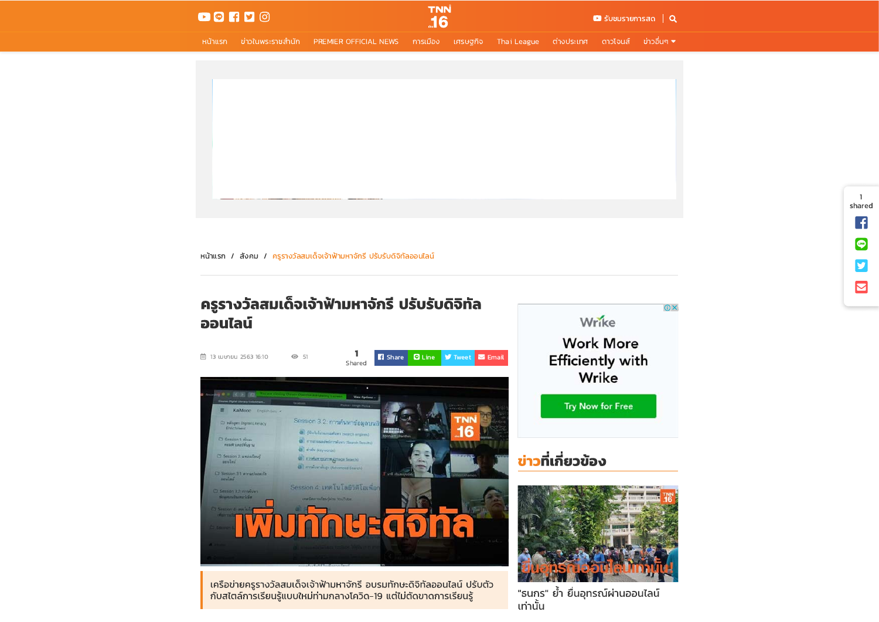หน้าแรก / สังคม / ครูรางวัลสมเด็จเจ้าฟ้ามหาจักรี ปรับรับดิจิทัลออนไลน์

# ครูรางวัลสมเด็จเจ้าฟ้ามหาจักรี ปรับรับดิจิทัลออนไลน์

13 เมษายน 2563 16:10 | 51 | 1 Shared

Share | Line | Tweet | Email

เครือข่ายครูรางวัลสมเด็จเจ้าฟ้ามหาจักรี อบรมทักษะดิจิทัลออนไลน์ ปรับตัวกับสไตล์การเรียนรู้แบบใหม่ท่ามกลางโควิด-19 แต่ไม่ตัดขาดการเรียนรู้

## ข่าวที่เกี่ยวข้อง

"ธนกร" ย้ำ ยื่นอุทธรณ์ผ่านออนไลน์เท่านั้น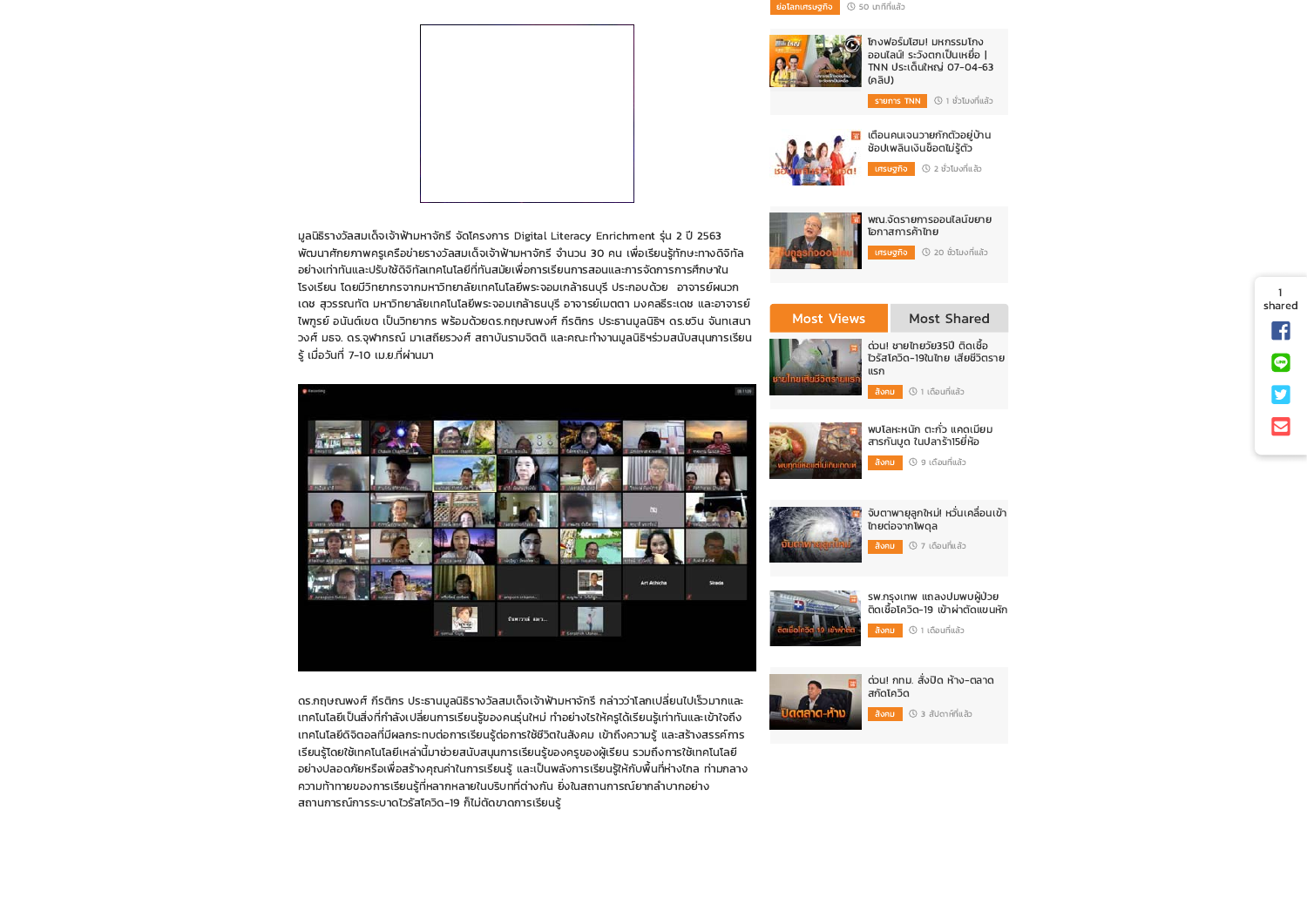มูลนิธิรางวัลสมเด็จเจ้าฟ้ามหาจักรี จัดโครงการ Digital Literacy Enrichment รุ่น 2 ปี 2563 พัฒนาศักยภาพครูเครือข่ายรางวัลสมเด็จเจ้าฟ้ามหาจักรี จำนวน 30 คน เพื่อเรียนรู้ทักษะทางดิจิทัลอย่างเท่าทันและปรับใช้ดิจิทัลเทคโนโลยีที่ทันสมัยเพื่อการเรียนการสอนและการจัดการการศึกษาในโรงเรียน โดยมีวิทยากรจากมหาวิทยาลัยเทคโนโลยีพระจอมเกล้าธนบุรี ประกอบด้วย อาจารย์ผนวกเดช สุวรรณทัต มหาวิทยาลัยเทคโนโลยีพระจอมเกล้าธนบุรี อาจารย์เมตตา มงคลธีระเดช และอาจารย์ไพฑูรย์ อนันต์เขต เป็นวิทยากร พร้อมด้วยดร.กฤษณพงศ์ กีรติกร ประธานมูลนิธิฯ ดร.ชวิน จันทเสนาวงศ์ มธจ. ดร.จุฬากรณ์ มาเสถียรวงศ์ สถาบันรามจิตติ และคณะทำงานมูลนิธิฯร่วมสนับสนุนการเรียนรู้ เมื่อวันที่ 7-10 เม.ย.ที่ผ่านมา

ดร.กฤษณพงศ์ กีรติกร ประธานมูลนิธิรางวัลสมเด็จเจ้าฟ้ามหาจักรี กล่าวว่าโลกเปลี่ยนไปเร็วมากและเทคโนโลยีเป็นสิ่งที่กำลังเปลี่ยนการเรียนรู้ของคนรุ่นใหม่ ทำอย่างไรให้ครูได้เรียนรู้เท่าทันและเข้าใจถึงเทคโนโลยีดิจิตอลที่มีผลกระทบต่อการเรียนรู้ต่อการใช้ชีวิตในสังคม เข้าถึงความรู้ และสร้างสรรค์การเรียนรู้โดยใช้เทคโนโลยีเหล่านี้มาช่วยสนับสนุนการเรียนรู้ของครูของผู้เรียน รวมถึงการใช้เทคโนโลยีอย่างปลอดภัยหรือเพื่อสร้างคุณค่าในการเรียนรู้ และเป็นพลังการเรียนรู้ให้กับพื้นที่ห่างไกล ท่ามกลางความท้าทายของการเรียนรู้ที่หลากหลายในบริบทที่ต่างกัน ยิ่งในสถานการณ์ยากลำบากอย่างสถานการณ์การระบาดไวรัสโควิด-19 ก็ไม่ตัดขาดการเรียนรู้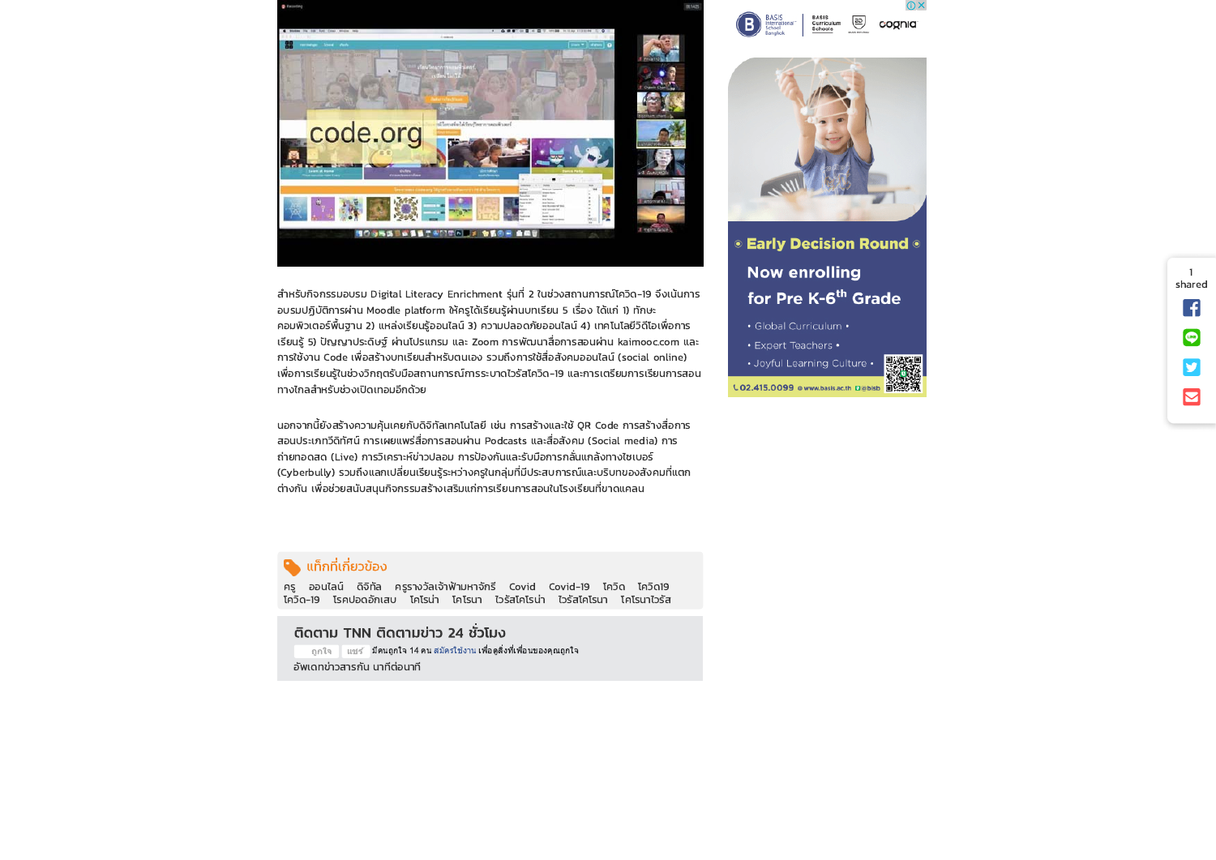สำหรับกิจกรรมอบรม Digital Literacy Enrichment รุ่นที่ 2 ในช่วงสถานการณ์โควิด-19 จึงเน้นการอบรมปฏิบัติการผ่าน Moodle platform ให้ครูได้เรียนรู้ผ่านบทเรียน 5 เรื่อง ได้แก่ 1) ทักษะคอมพิวเตอร์พื้นฐาน 2) แหล่งเรียนรู้ออนไลน์ 3) ความปลอดภัยออนไลน์ 4) เทคโนโลยีวิดีโอเพื่อการเรียนรู้ 5) ปัญญาประดิษฐ์ ผ่านโปรแกรม และ Zoom การพัฒนาสื่อการสอนผ่าน kaimooc.com และการใช้งาน Code เพื่อสร้างบทเรียนสำหรับตนเอง รวมถึงการใช้สื่อสังคมออนไลน์ (social online) เพื่อการเรียนรู้ในช่วงวิกฤตรับมือสถานการณ์การระบาดไวรัสโควิด-19 และการเตรียมการเรียนการสอนทางไกลสำหรับช่วงเปิดเทอมอีกด้วย

นอกจากนี้ยังสร้างความคุ้นเคยกับดิจิทัลเทคโนโลยี เช่น การสร้างและใช้ QR Code การสร้างสื่อการสอนประเภทวีดิทัศน์ การเผยแพร่สื่อการสอนผ่าน Podcasts และสื่อสังคม (Social media) การถ่ายทอดสด (Live) การวิเคราะห์ข่าวปลอม การป้องกันและรับมือการกลั่นแกล้งทางไซเบอร์ (Cyberbully) รวมถึงแลกเปลี่ยนเรียนรู้ระหว่างครูในกลุ่มที่มีประสบการณ์และบริบทของสังคมที่แตกต่างกัน เพื่อช่วยสนับสนุนกิจกรรมสร้างเสริมแก่การเรียนการสอนในโรงเรียนที่ขาดแคลน

### แท็กที่เกี่ยวข้อง

ครู ออนไลน์ ดิจิทัล ครูรางวัลเจ้าฟ้ามหาจักรี Covid Covid-19 โควิด โควิด19 โควิด-19 โรคปอดอักเสบ โคโรน่า โคโรนา ไวรัสโคโรน่า ไวรัสโคโรนา โคโรนาไวรัส

### ติดตาม TNN ติดตามข่าว 24 ชั่วโมง

ถูกใจ แชร์ มีคนถูกใจ 14 คน สมัครใช้งาน เพื่อดูสิ่งที่เพื่อนของคุณถูกใจ

อัพเดทข่าวสารกัน นาทีต่อนาที